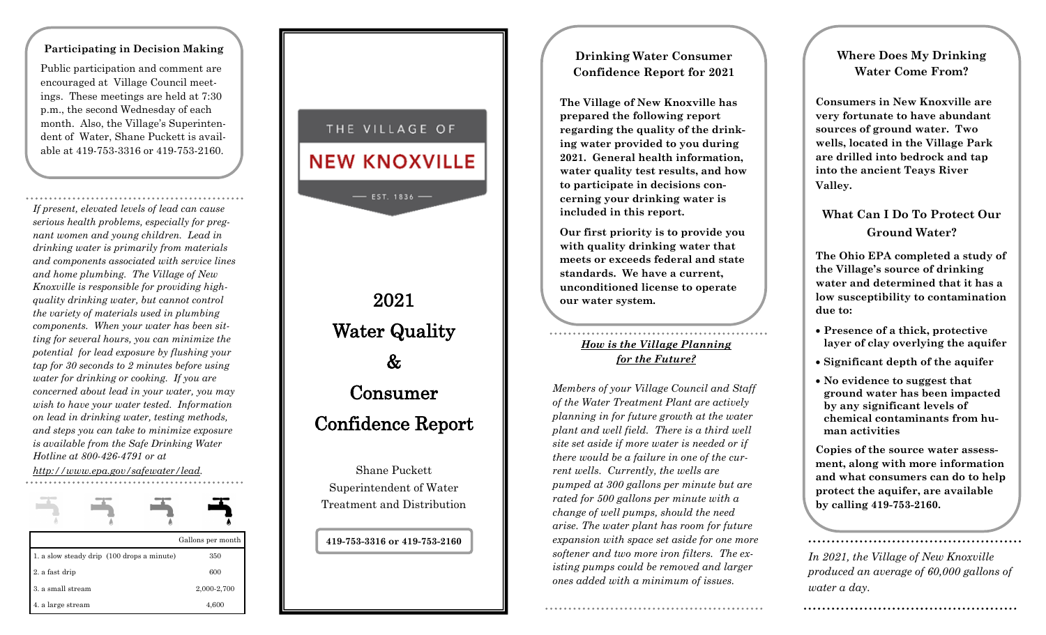### Participating in Decision Making

Public participation and comment are encouraged at Village Council meetings. These meetings are held at 7:30 p.m., the second Wednesday of each month. Also, the Village's Superintendent of Water, Shane Puckett is available at 419-753-3316 or 419-753-2160.

*If present, elevated levels of lead can cause serious health problems, especially for pregnant women and young children. Lead in drinking water is primarily from materials and components associated with service lines and home plumbing. The Village of New Knoxville is responsible for providing high-quality drinking water, but cannot control the variety of materials used in plumbing components. When your water has been sitting for several hours, you can minimize the potential for lead exposure by flushing your tap for 30 seconds to 2 minutes before using water for drinking or cooking. If you are concerned about lead in your water, you may wish to have your water tested. Information on lead in drinking water, testing methods, and steps you can take to minimize exposure is available from the Safe Drinking Water Hotline at 800-426-4791 or at* *http://www.epa.gov/safewater/lead.*

| | Gallons per month |
|---|---|
| 1. a slow steady drip (100 drops a minute) | 350 |
| 2. a fast drip | 600 |
| 3. a small stream | 2,000-2,700 |
| 4. a large stream | 4,600 |

THE VILLAGE OF

NEW KNOXVILLE

— EST. 1836 —

# 2021 Water Quality & Consumer Confidence Report

Shane Puckett
Superintendent of Water Treatment and Distribution

**419-753-3316 or 419-753-2160**

## Drinking Water Consumer Confidence Report for 2021

**The Village of New Knoxville has prepared the following report regarding the quality of the drinking water provided to you during 2021. General health information, water quality test results, and how to participate in decisions concerning your drinking water is included in this report.**

**Our first priority is to provide you with quality drinking water that meets or exceeds federal and state standards. We have a current, unconditioned license to operate our water system.**

***How is the Village Planning for the Future?***

*Members of your Village Council and Staff of the Water Treatment Plant are actively planning in for future growth at the water plant and well field. There is a third well site set aside if more water is needed or if there would be a failure in one of the current wells. Currently, the wells are pumped at 300 gallons per minute but are rated for 500 gallons per minute with a change of well pumps, should the need arise. The water plant has room for future expansion with space set aside for one more softener and two more iron filters. The existing pumps could be removed and larger ones added with a minimum of issues.*

## Where Does My Drinking Water Come From?

**Consumers in New Knoxville are very fortunate to have abundant sources of ground water. Two wells, located in the Village Park are drilled into bedrock and tap into the ancient Teays River Valley.**

## What Can I Do To Protect Our Ground Water?

**The Ohio EPA completed a study of the Village's source of drinking water and determined that it has a low susceptibility to contamination due to:**

- **Presence of a thick, protective layer of clay overlying the aquifer**
- **Significant depth of the aquifer**
- **No evidence to suggest that ground water has been impacted by any significant levels of chemical contaminants from human activities**

**Copies of the source water assessment, along with more information and what consumers can do to help protect the aquifer, are available by calling 419-753-2160.**

*In 2021, the Village of New Knoxville produced an average of 60,000 gallons of water a day.*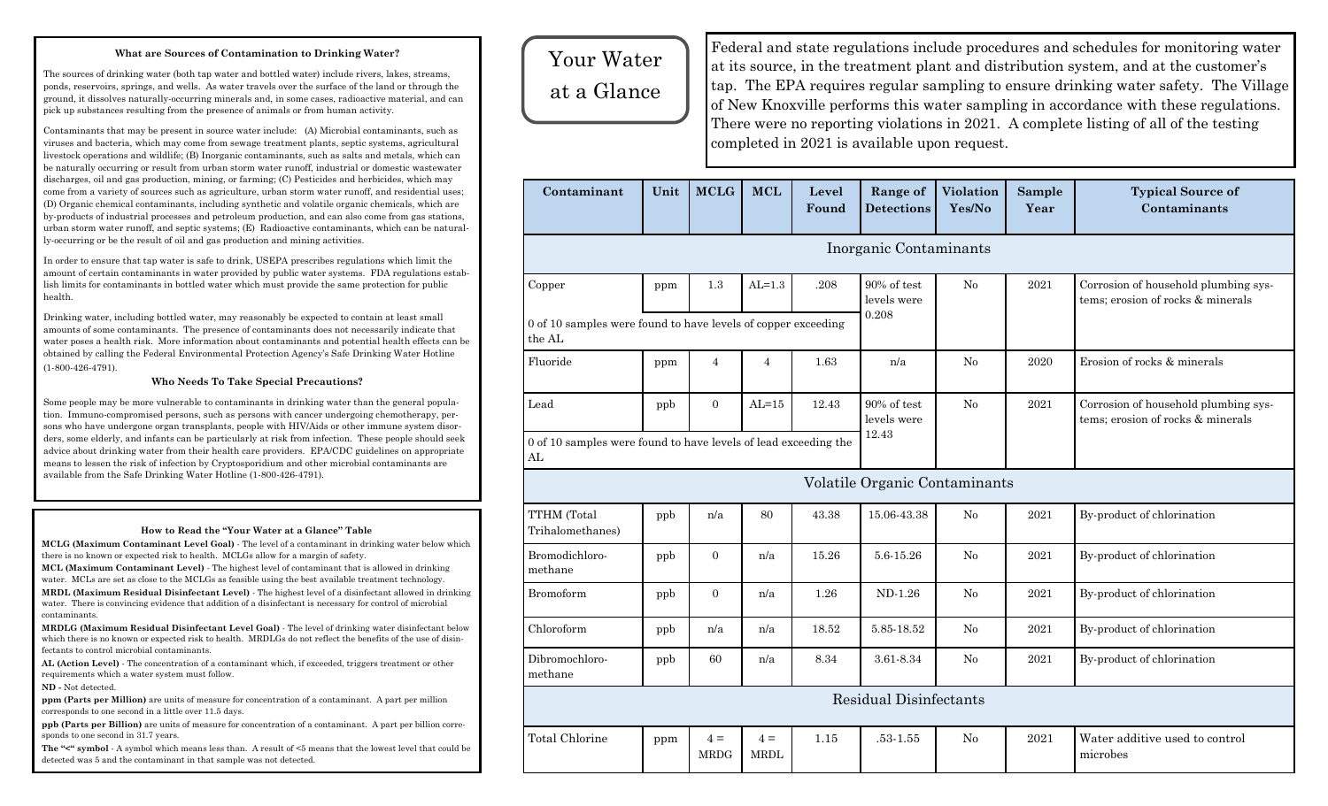### What are Sources of Contamination to Drinking Water?

The sources of drinking water (both tap water and bottled water) include rivers, lakes, streams, ponds, reservoirs, springs, and wells. As water travels over the surface of the land or through the ground, it dissolves naturally-occurring minerals and, in some cases, radioactive material, and can pick up substances resulting from the presence of animals or from human activity.

Contaminants that may be present in source water include: (A) Microbial contaminants, such as viruses and bacteria, which may come from sewage treatment plants, septic systems, agricultural livestock operations and wildlife; (B) Inorganic contaminants, such as salts and metals, which can be naturally occurring or result from urban storm water runoff, industrial or domestic wastewater discharges, oil and gas production, mining, or farming; (C) Pesticides and herbicides, which may come from a variety of sources such as agriculture, urban storm water runoff, and residential uses; (D) Organic chemical contaminants, including synthetic and volatile organic chemicals, which are by-products of industrial processes and petroleum production, and can also come from gas stations, urban storm water runoff, and septic systems; (E) Radioactive contaminants, which can be naturally-occurring or be the result of oil and gas production and mining activities.

In order to ensure that tap water is safe to drink, USEPA prescribes regulations which limit the amount of certain contaminants in water provided by public water systems. FDA regulations establish limits for contaminants in bottled water which must provide the same protection for public health.

Drinking water, including bottled water, may reasonably be expected to contain at least small amounts of some contaminants. The presence of contaminants does not necessarily indicate that water poses a health risk. More information about contaminants and potential health effects can be obtained by calling the Federal Environmental Protection Agency's Safe Drinking Water Hotline (1-800-426-4791).

### Who Needs To Take Special Precautions?

Some people may be more vulnerable to contaminants in drinking water than the general population. Immuno-compromised persons, such as persons with cancer undergoing chemotherapy, persons who have undergone organ transplants, people with HIV/Aids or other immune system disorders, some elderly, and infants can be particularly at risk from infection. These people should seek advice about drinking water from their health care providers. EPA/CDC guidelines on appropriate means to lessen the risk of infection by Cryptosporidium and other microbial contaminants are available from the Safe Drinking Water Hotline (1-800-426-4791).

### How to Read the "Your Water at a Glance" Table

**MCLG (Maximum Contaminant Level Goal)** - The level of a contaminant in drinking water below which there is no known or expected risk to health. MCLGs allow for a margin of safety.

**MCL (Maximum Contaminant Level)** - The highest level of contaminant that is allowed in drinking water. MCLs are set as close to the MCLGs as feasible using the best available treatment technology.

**MRDL (Maximum Residual Disinfectant Level)** - The highest level of a disinfectant allowed in drinking water. There is convincing evidence that addition of a disinfectant is necessary for control of microbial contaminants.

**MRDLG (Maximum Residual Disinfectant Level Goal)** - The level of drinking water disinfectant below which there is no known or expected risk to health. MRDLGs do not reflect the benefits of the use of disinfectants to control microbial contaminants.

**AL (Action Level)** - The concentration of a contaminant which, if exceeded, triggers treatment or other requirements which a water system must follow.

**ND** - Not detected.

**ppm (Parts per Million)** are units of measure for concentration of a contaminant. A part per million corresponds to one second in a little over 11.5 days.

**ppb (Parts per Billion)** are units of measure for concentration of a contaminant. A part per billion corresponds to one second in 31.7 years.

**The "<" symbol** - A symbol which means less than. A result of <5 means that the lowest level that could be detected was 5 and the contaminant in that sample was not detected.

## Your Water at a Glance

Federal and state regulations include procedures and schedules for monitoring water at its source, in the treatment plant and distribution system, and at the customer's tap. The EPA requires regular sampling to ensure drinking water safety. The Village of New Knoxville performs this water sampling in accordance with these regulations. There were no reporting violations in 2021. A complete listing of all of the testing completed in 2021 is available upon request.

| Contaminant | Unit | MCLG | MCL | Level Found | Range of Detections | Violation Yes/No | Sample Year | Typical Source of Contaminants |
|---|---|---|---|---|---|---|---|---|
| **Inorganic Contaminants** | | | | | | | | |
| Copper | ppm | 1.3 | AL=1.3 | .208 | 90% of test levels were 0.208 | No | 2021 | Corrosion of household plumbing systems; erosion of rocks & minerals |
| 0 of 10 samples were found to have levels of copper exceeding the AL | | | | | | | | |
| Fluoride | ppm | 4 | 4 | 1.63 | n/a | No | 2020 | Erosion of rocks & minerals |
| Lead | ppb | 0 | AL=15 | 12.43 | 90% of test levels were 12.43 | No | 2021 | Corrosion of household plumbing systems; erosion of rocks & minerals |
| 0 of 10 samples were found to have levels of lead exceeding the AL | | | | | | | | |
| **Volatile Organic Contaminants** | | | | | | | | |
| TTHM (Total Trihalomethanes) | ppb | n/a | 80 | 43.38 | 15.06-43.38 | No | 2021 | By-product of chlorination |
| Bromodichloromethane | ppb | 0 | n/a | 15.26 | 5.6-15.26 | No | 2021 | By-product of chlorination |
| Bromoform | ppb | 0 | n/a | 1.26 | ND-1.26 | No | 2021 | By-product of chlorination |
| Chloroform | ppb | n/a | n/a | 18.52 | 5.85-18.52 | No | 2021 | By-product of chlorination |
| Dibromochloromethane | ppb | 60 | n/a | 8.34 | 3.61-8.34 | No | 2021 | By-product of chlorination |
| **Residual Disinfectants** | | | | | | | | |
| Total Chlorine | ppm | 4 = MRDG | 4 = MRDL | 1.15 | .53-1.55 | No | 2021 | Water additive used to control microbes |